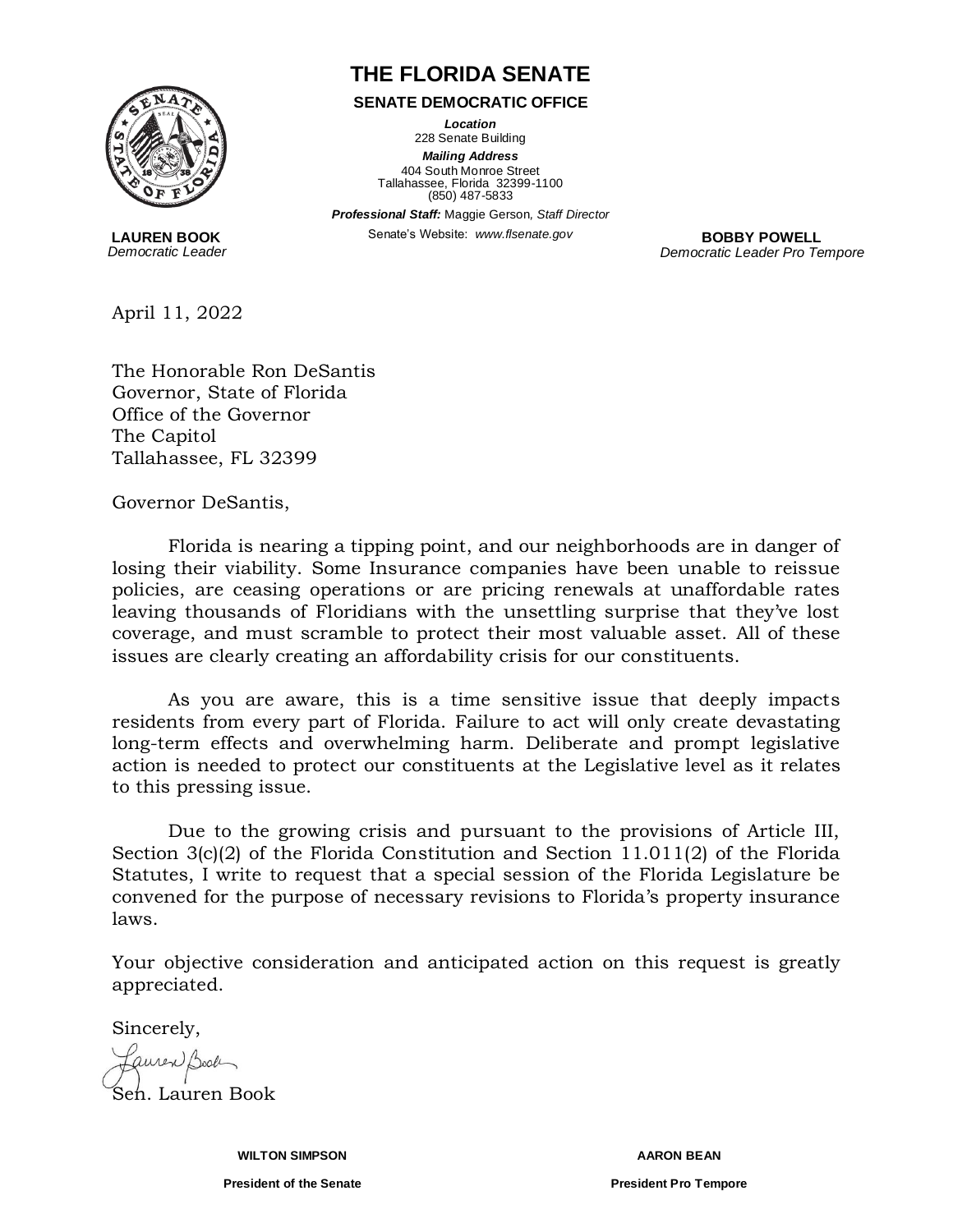# THE FLORIDA SENATE

**SENATE DEMOCRATIC OFFICE**

***Location***
228 Senate Building

***Mailing Address***
404 South Monroe Street
Tallahassee, Florida 32399-1100
(850) 487-5833

***Professional Staff:*** Maggie Gerson, *Staff Director*

Senate's Website: *www.flsenate.gov*

**LAUREN BOOK**
*Democratic Leader*

**BOBBY POWELL**
*Democratic Leader Pro Tempore*

April 11, 2022

The Honorable Ron DeSantis
Governor, State of Florida
Office of the Governor
The Capitol
Tallahassee, FL 32399

Governor DeSantis,

Florida is nearing a tipping point, and our neighborhoods are in danger of losing their viability. Some Insurance companies have been unable to reissue policies, are ceasing operations or are pricing renewals at unaffordable rates leaving thousands of Floridians with the unsettling surprise that they've lost coverage, and must scramble to protect their most valuable asset. All of these issues are clearly creating an affordability crisis for our constituents.

As you are aware, this is a time sensitive issue that deeply impacts residents from every part of Florida. Failure to act will only create devastating long-term effects and overwhelming harm. Deliberate and prompt legislative action is needed to protect our constituents at the Legislative level as it relates to this pressing issue.

Due to the growing crisis and pursuant to the provisions of Article III, Section 3(c)(2) of the Florida Constitution and Section 11.011(2) of the Florida Statutes, I write to request that a special session of the Florida Legislature be convened for the purpose of necessary revisions to Florida's property insurance laws.

Your objective consideration and anticipated action on this request is greatly appreciated.

Sincerely,

Sen. Lauren Book

**WILTON SIMPSON**
**President of the Senate**

**AARON BEAN**
**President Pro Tempore**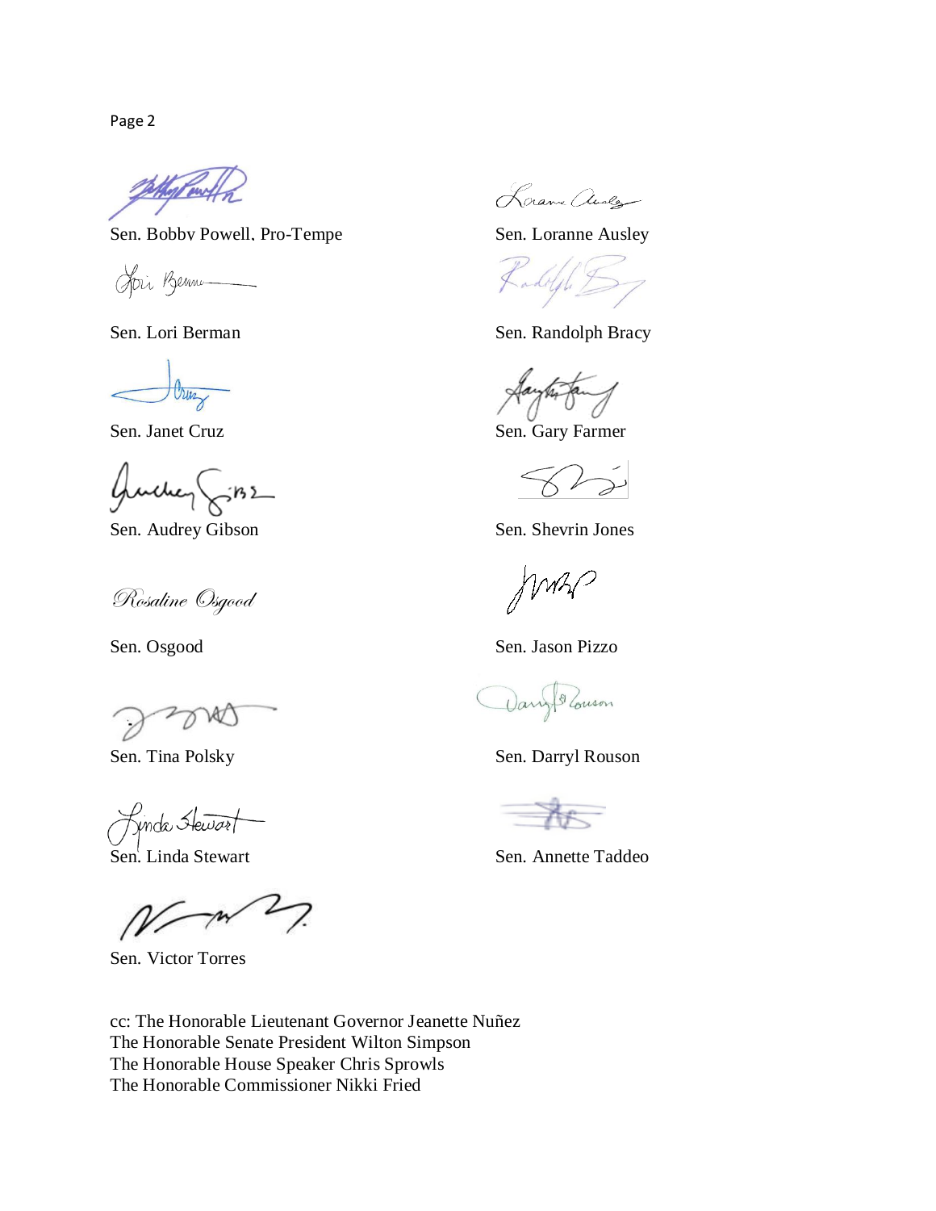Sen. Bobby Powell, Pro-Tempe

Sen. Loranne Ausley

Sen. Lori Berman

Sen. Randolph Bracy

Sen. Janet Cruz

Sen. Gary Farmer

Sen. Audrey Gibson

Sen. Shevrin Jones

*Rosaline Osgood*

Sen. Osgood

Sen. Jason Pizzo

Sen. Tina Polsky

Sen. Darryl Rouson

Sen. Linda Stewart

Sen. Annette Taddeo

Sen. Victor Torres

cc: The Honorable Lieutenant Governor Jeanette Nuñez
The Honorable Senate President Wilton Simpson
The Honorable House Speaker Chris Sprowls
The Honorable Commissioner Nikki Fried